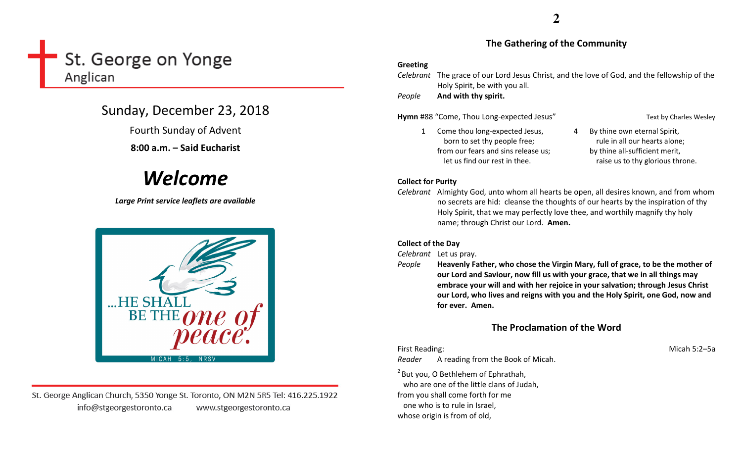# St. George on Yonge

Anglican

## Sunday, December 23, 2018

Fourth Sunday of Advent

**8:00 a.m. – Said Eucharist**

# *Welcome*

***Large Print service leaflets are available***

...HE SHALL BE THE *one of peace.*

MICAH 5:5, NRSV

St. George Anglican Church, 5350 Yonge St. Toronto, ON M2N 5R5 Tel: 416.225.1922
info@stgeorgestoronto.ca www.stgeorgestoronto.ca

## The Gathering of the Community

**Greeting**

*Celebrant* The grace of our Lord Jesus Christ, and the love of God, and the fellowship of the Holy Spirit, be with you all.

*People* **And with thy spirit.**

**Hymn** #88 "Come, Thou Long-expected Jesus" Text by Charles Wesley

1 Come thou long-expected Jesus,
born to set thy people free;
from our fears and sins release us;
let us find our rest in thee.

4 By thine own eternal Spirit,
rule in all our hearts alone;
by thine all-sufficient merit,
raise us to thy glorious throne.

**Collect for Purity**

*Celebrant* Almighty God, unto whom all hearts be open, all desires known, and from whom no secrets are hid: cleanse the thoughts of our hearts by the inspiration of thy Holy Spirit, that we may perfectly love thee, and worthily magnify thy holy name; through Christ our Lord. **Amen.**

**Collect of the Day**

*Celebrant* Let us pray.

*People* **Heavenly Father, who chose the Virgin Mary, full of grace, to be the mother of our Lord and Saviour, now fill us with your grace, that we in all things may embrace your will and with her rejoice in your salvation; through Jesus Christ our Lord, who lives and reigns with you and the Holy Spirit, one God, now and for ever. Amen.**

## The Proclamation of the Word

First Reading: Micah 5:2–5a

*Reader* A reading from the Book of Micah.

[2] But you, O Bethlehem of Ephrathah,
who are one of the little clans of Judah,
from you shall come forth for me
one who is to rule in Israel,
whose origin is from of old,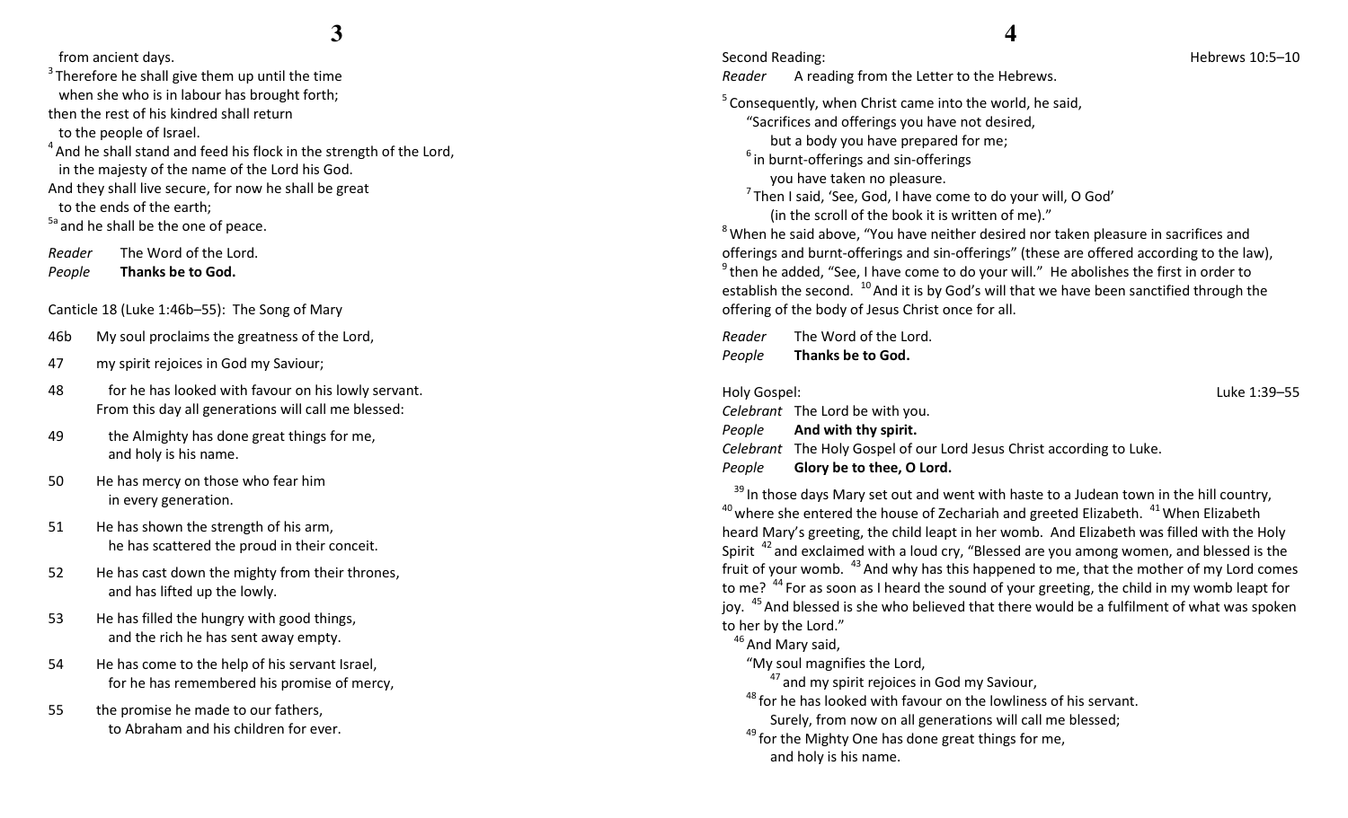from ancient days.
[3] Therefore he shall give them up until the time
when she who is in labour has brought forth;
then the rest of his kindred shall return
to the people of Israel.
[4] And he shall stand and feed his flock in the strength of the Lord,
in the majesty of the name of the Lord his God.
And they shall live secure, for now he shall be great
to the ends of the earth;
[5a] and he shall be the one of peace.

*Reader* The Word of the Lord.
*People* **Thanks be to God.**

Canticle 18 (Luke 1:46b–55): The Song of Mary

46b My soul proclaims the greatness of the Lord,

47 my spirit rejoices in God my Saviour;

48 for he has looked with favour on his lowly servant.
From this day all generations will call me blessed:

49 the Almighty has done great things for me,
and holy is his name.

50 He has mercy on those who fear him
in every generation.

51 He has shown the strength of his arm,
he has scattered the proud in their conceit.

52 He has cast down the mighty from their thrones,
and has lifted up the lowly.

53 He has filled the hungry with good things,
and the rich he has sent away empty.

54 He has come to the help of his servant Israel,
for he has remembered his promise of mercy,

55 the promise he made to our fathers,
to Abraham and his children for ever.

Second Reading: Hebrews 10:5–10
*Reader* A reading from the Letter to the Hebrews.

[5] Consequently, when Christ came into the world, he said,
"Sacrifices and offerings you have not desired,
but a body you have prepared for me;
[6] in burnt-offerings and sin-offerings
you have taken no pleasure.
[7] Then I said, 'See, God, I have come to do your will, O God'
(in the scroll of the book it is written of me)."
[8] When he said above, "You have neither desired nor taken pleasure in sacrifices and offerings and burnt-offerings and sin-offerings" (these are offered according to the law), [9] then he added, "See, I have come to do your will." He abolishes the first in order to establish the second. [10] And it is by God's will that we have been sanctified through the offering of the body of Jesus Christ once for all.

*Reader* The Word of the Lord.
*People* **Thanks be to God.**

Holy Gospel: Luke 1:39–55
*Celebrant* The Lord be with you.
*People* **And with thy spirit.**
*Celebrant* The Holy Gospel of our Lord Jesus Christ according to Luke.
*People* **Glory be to thee, O Lord.**

[39] In those days Mary set out and went with haste to a Judean town in the hill country, [40] where she entered the house of Zechariah and greeted Elizabeth. [41] When Elizabeth heard Mary's greeting, the child leapt in her womb. And Elizabeth was filled with the Holy Spirit [42] and exclaimed with a loud cry, "Blessed are you among women, and blessed is the fruit of your womb. [43] And why has this happened to me, that the mother of my Lord comes to me? [44] For as soon as I heard the sound of your greeting, the child in my womb leapt for joy. [45] And blessed is she who believed that there would be a fulfilment of what was spoken to her by the Lord."
[46] And Mary said,
"My soul magnifies the Lord,
[47] and my spirit rejoices in God my Saviour,
[48] for he has looked with favour on the lowliness of his servant.
Surely, from now on all generations will call me blessed;
[49] for the Mighty One has done great things for me,
and holy is his name.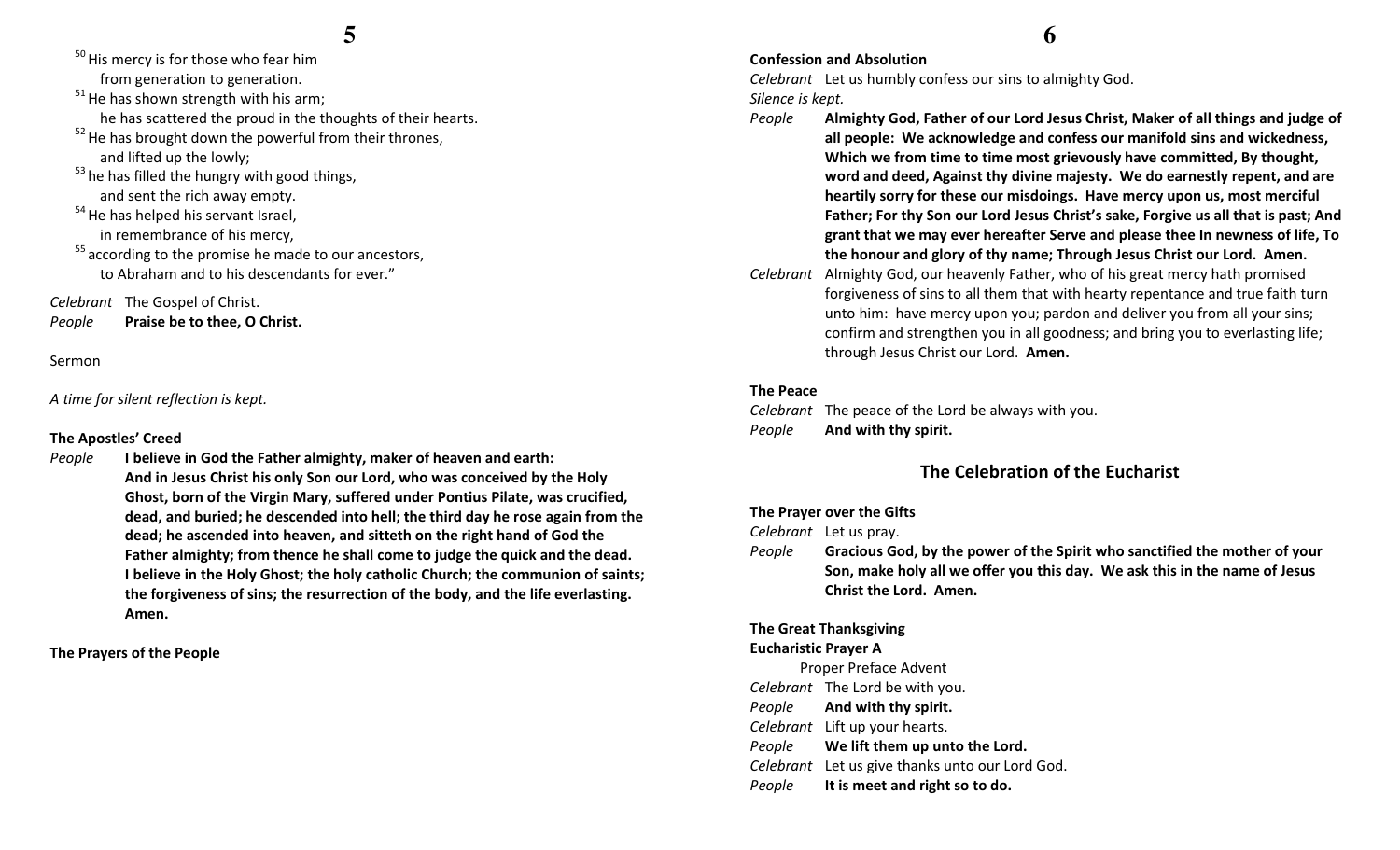[50] His mercy is for those who fear him
from generation to generation.
[51] He has shown strength with his arm;
he has scattered the proud in the thoughts of their hearts.
[52] He has brought down the powerful from their thrones,
and lifted up the lowly;
[53] he has filled the hungry with good things,
and sent the rich away empty.
[54] He has helped his servant Israel,
in remembrance of his mercy,
[55] according to the promise he made to our ancestors,
to Abraham and to his descendants for ever."

*Celebrant* The Gospel of Christ.
*People* **Praise be to thee, O Christ.**

Sermon

*A time for silent reflection is kept.*

**The Apostles' Creed**

*People* **I believe in God the Father almighty, maker of heaven and earth: And in Jesus Christ his only Son our Lord, who was conceived by the Holy Ghost, born of the Virgin Mary, suffered under Pontius Pilate, was crucified, dead, and buried; he descended into hell; the third day he rose again from the dead; he ascended into heaven, and sitteth on the right hand of God the Father almighty; from thence he shall come to judge the quick and the dead. I believe in the Holy Ghost; the holy catholic Church; the communion of saints; the forgiveness of sins; the resurrection of the body, and the life everlasting. Amen.**

**The Prayers of the People**

**Confession and Absolution**

*Celebrant* Let us humbly confess our sins to almighty God.
*Silence is kept.*
*People* **Almighty God, Father of our Lord Jesus Christ, Maker of all things and judge of all people: We acknowledge and confess our manifold sins and wickedness, Which we from time to time most grievously have committed, By thought, word and deed, Against thy divine majesty. We do earnestly repent, and are heartily sorry for these our misdoings. Have mercy upon us, most merciful Father; For thy Son our Lord Jesus Christ's sake, Forgive us all that is past; And grant that we may ever hereafter Serve and please thee In newness of life, To the honour and glory of thy name; Through Jesus Christ our Lord. Amen.**
*Celebrant* Almighty God, our heavenly Father, who of his great mercy hath promised forgiveness of sins to all them that with hearty repentance and true faith turn unto him: have mercy upon you; pardon and deliver you from all your sins; confirm and strengthen you in all goodness; and bring you to everlasting life; through Jesus Christ our Lord. **Amen.**

**The Peace**

*Celebrant* The peace of the Lord be always with you.
*People* **And with thy spirit.**

## The Celebration of the Eucharist

**The Prayer over the Gifts**

*Celebrant* Let us pray.
*People* **Gracious God, by the power of the Spirit who sanctified the mother of your Son, make holy all we offer you this day. We ask this in the name of Jesus Christ the Lord. Amen.**

**The Great Thanksgiving**
**Eucharistic Prayer A**

Proper Preface Advent

*Celebrant* The Lord be with you.
*People* **And with thy spirit.**
*Celebrant* Lift up your hearts.
*People* **We lift them up unto the Lord.**
*Celebrant* Let us give thanks unto our Lord God.
*People* **It is meet and right so to do.**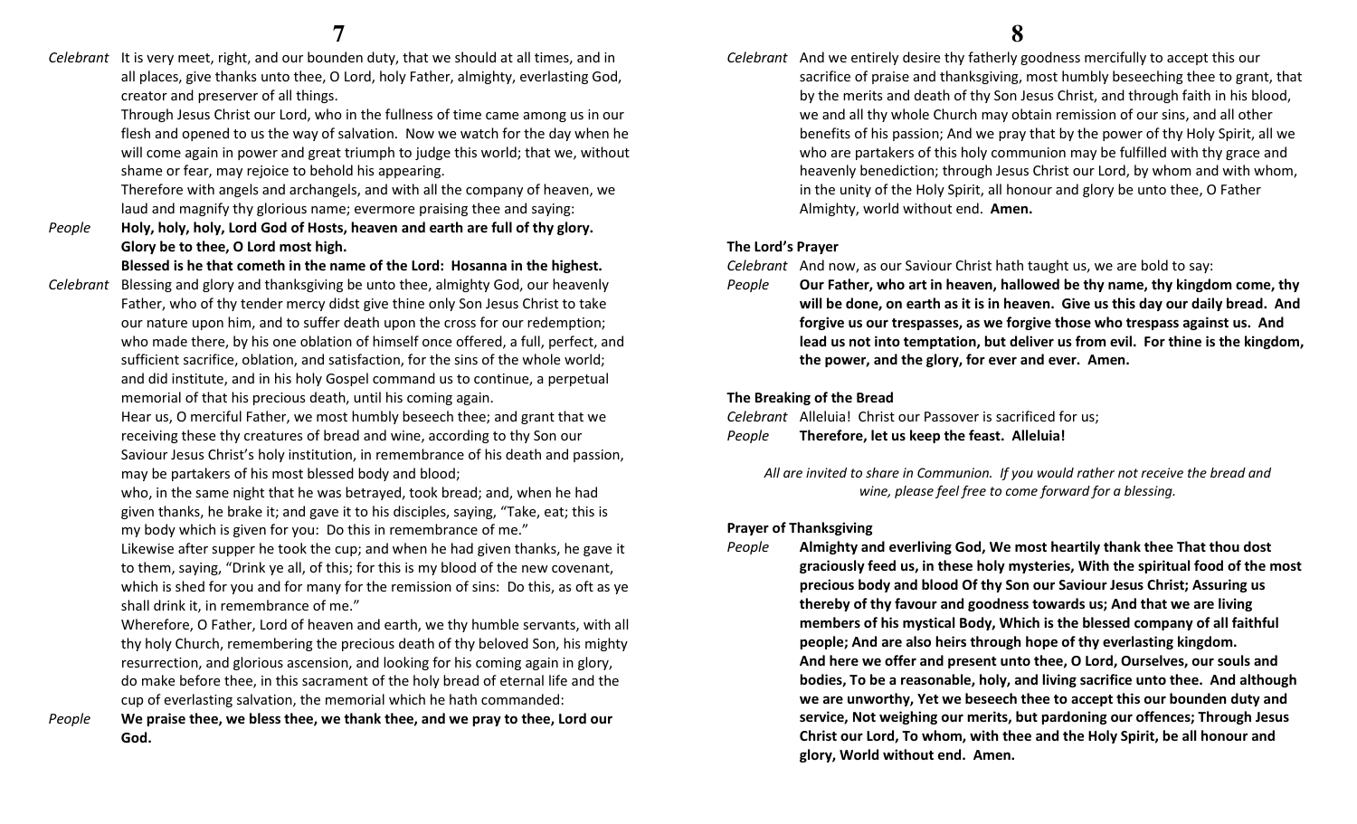*Celebrant* It is very meet, right, and our bounden duty, that we should at all times, and in all places, give thanks unto thee, O Lord, holy Father, almighty, everlasting God, creator and preserver of all things.
Through Jesus Christ our Lord, who in the fullness of time came among us in our flesh and opened to us the way of salvation. Now we watch for the day when he will come again in power and great triumph to judge this world; that we, without shame or fear, may rejoice to behold his appearing.
Therefore with angels and archangels, and with all the company of heaven, we laud and magnify thy glorious name; evermore praising thee and saying:

*People* **Holy, holy, holy, Lord God of Hosts, heaven and earth are full of thy glory. Glory be to thee, O Lord most high.**
**Blessed is he that cometh in the name of the Lord: Hosanna in the highest.**

*Celebrant* Blessing and glory and thanksgiving be unto thee, almighty God, our heavenly Father, who of thy tender mercy didst give thine only Son Jesus Christ to take our nature upon him, and to suffer death upon the cross for our redemption; who made there, by his one oblation of himself once offered, a full, perfect, and sufficient sacrifice, oblation, and satisfaction, for the sins of the whole world; and did institute, and in his holy Gospel command us to continue, a perpetual memorial of that his precious death, until his coming again.
Hear us, O merciful Father, we most humbly beseech thee; and grant that we receiving these thy creatures of bread and wine, according to thy Son our Saviour Jesus Christ's holy institution, in remembrance of his death and passion, may be partakers of his most blessed body and blood;
who, in the same night that he was betrayed, took bread; and, when he had given thanks, he brake it; and gave it to his disciples, saying, "Take, eat; this is my body which is given for you: Do this in remembrance of me."
Likewise after supper he took the cup; and when he had given thanks, he gave it to them, saying, "Drink ye all, of this; for this is my blood of the new covenant, which is shed for you and for many for the remission of sins: Do this, as oft as ye shall drink it, in remembrance of me."
Wherefore, O Father, Lord of heaven and earth, we thy humble servants, with all thy holy Church, remembering the precious death of thy beloved Son, his mighty resurrection, and glorious ascension, and looking for his coming again in glory, do make before thee, in this sacrament of the holy bread of eternal life and the cup of everlasting salvation, the memorial which he hath commanded:

*People* **We praise thee, we bless thee, we thank thee, and we pray to thee, Lord our God.**

*Celebrant* And we entirely desire thy fatherly goodness mercifully to accept this our sacrifice of praise and thanksgiving, most humbly beseeching thee to grant, that by the merits and death of thy Son Jesus Christ, and through faith in his blood, we and all thy whole Church may obtain remission of our sins, and all other benefits of his passion; And we pray that by the power of thy Holy Spirit, all we who are partakers of this holy communion may be fulfilled with thy grace and heavenly benediction; through Jesus Christ our Lord, by whom and with whom, in the unity of the Holy Spirit, all honour and glory be unto thee, O Father Almighty, world without end. **Amen.**

**The Lord's Prayer**

*Celebrant* And now, as our Saviour Christ hath taught us, we are bold to say:

*People* **Our Father, who art in heaven, hallowed be thy name, thy kingdom come, thy will be done, on earth as it is in heaven. Give us this day our daily bread. And forgive us our trespasses, as we forgive those who trespass against us. And lead us not into temptation, but deliver us from evil. For thine is the kingdom, the power, and the glory, for ever and ever. Amen.**

**The Breaking of the Bread**

*Celebrant* Alleluia! Christ our Passover is sacrificed for us;

*People* **Therefore, let us keep the feast. Alleluia!**

*All are invited to share in Communion. If you would rather not receive the bread and wine, please feel free to come forward for a blessing.*

**Prayer of Thanksgiving**

*People* **Almighty and everliving God, We most heartily thank thee That thou dost graciously feed us, in these holy mysteries, With the spiritual food of the most precious body and blood Of thy Son our Saviour Jesus Christ; Assuring us thereby of thy favour and goodness towards us; And that we are living members of his mystical Body, Which is the blessed company of all faithful people; And are also heirs through hope of thy everlasting kingdom. And here we offer and present unto thee, O Lord, Ourselves, our souls and bodies, To be a reasonable, holy, and living sacrifice unto thee. And although we are unworthy, Yet we beseech thee to accept this our bounden duty and service, Not weighing our merits, but pardoning our offences; Through Jesus Christ our Lord, To whom, with thee and the Holy Spirit, be all honour and glory, World without end. Amen.**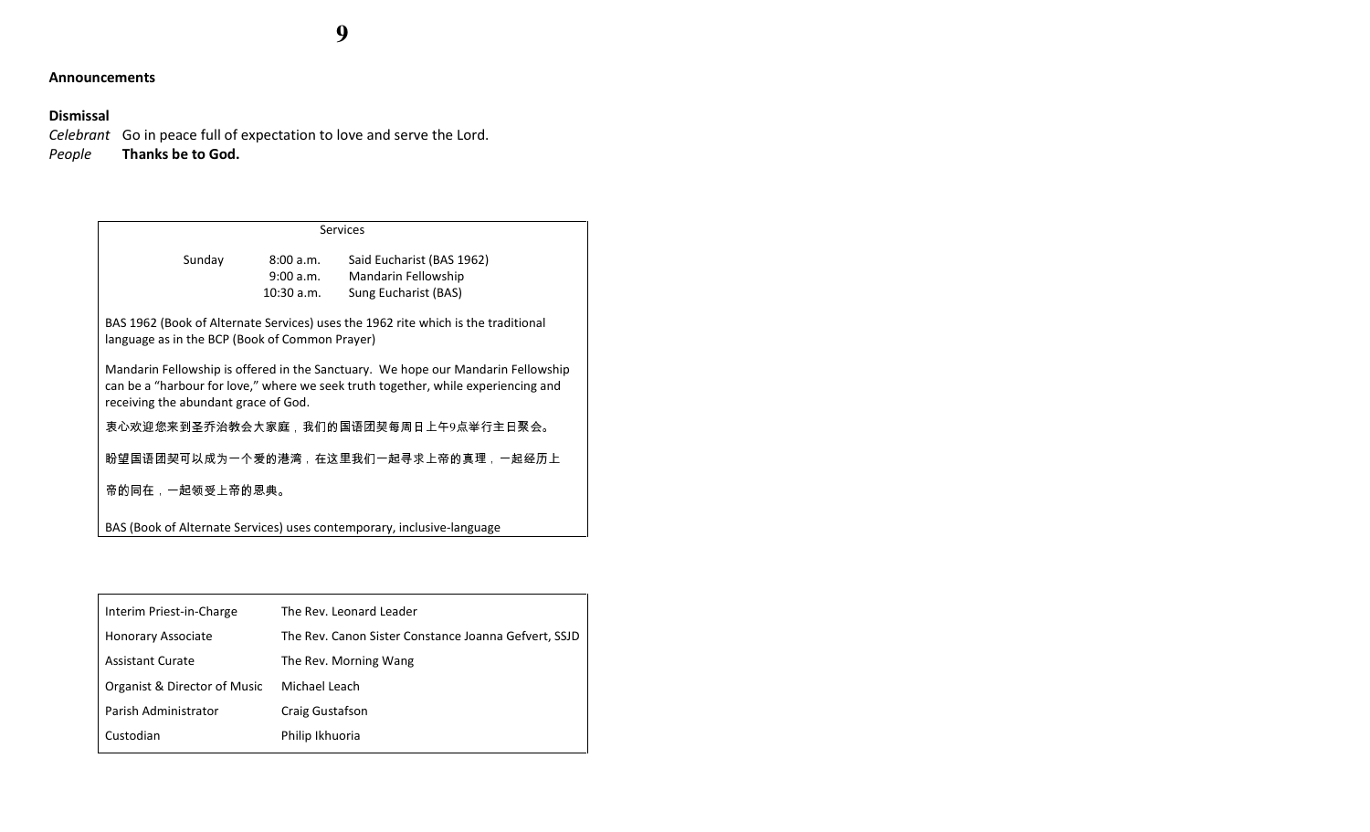**Announcements**

**Dismissal**

*Celebrant* Go in peace full of expectation to love and serve the Lord.
*People* **Thanks be to God.**

Services

| | | |
|---|---|---|
| Sunday | 8:00 a.m. | Said Eucharist (BAS 1962) |
| | 9:00 a.m. | Mandarin Fellowship |
| | 10:30 a.m. | Sung Eucharist (BAS) |

BAS 1962 (Book of Alternate Services) uses the 1962 rite which is the traditional language as in the BCP (Book of Common Prayer)

Mandarin Fellowship is offered in the Sanctuary. We hope our Mandarin Fellowship can be a "harbour for love," where we seek truth together, while experiencing and receiving the abundant grace of God.

衷心欢迎您来到圣乔治教会大家庭，我们的国语团契每周日上午9点举行主日聚会。

盼望国语团契可以成为一个爱的港湾，在这里我们一起寻求上帝的真理，一起经历上帝的同在，一起领受上帝的恩典。

BAS (Book of Alternate Services) uses contemporary, inclusive-language

| | |
|---|---|
| Interim Priest-in-Charge | The Rev. Leonard Leader |
| Honorary Associate | The Rev. Canon Sister Constance Joanna Gefvert, SSJD |
| Assistant Curate | The Rev. Morning Wang |
| Organist & Director of Music | Michael Leach |
| Parish Administrator | Craig Gustafson |
| Custodian | Philip Ikhuoria |